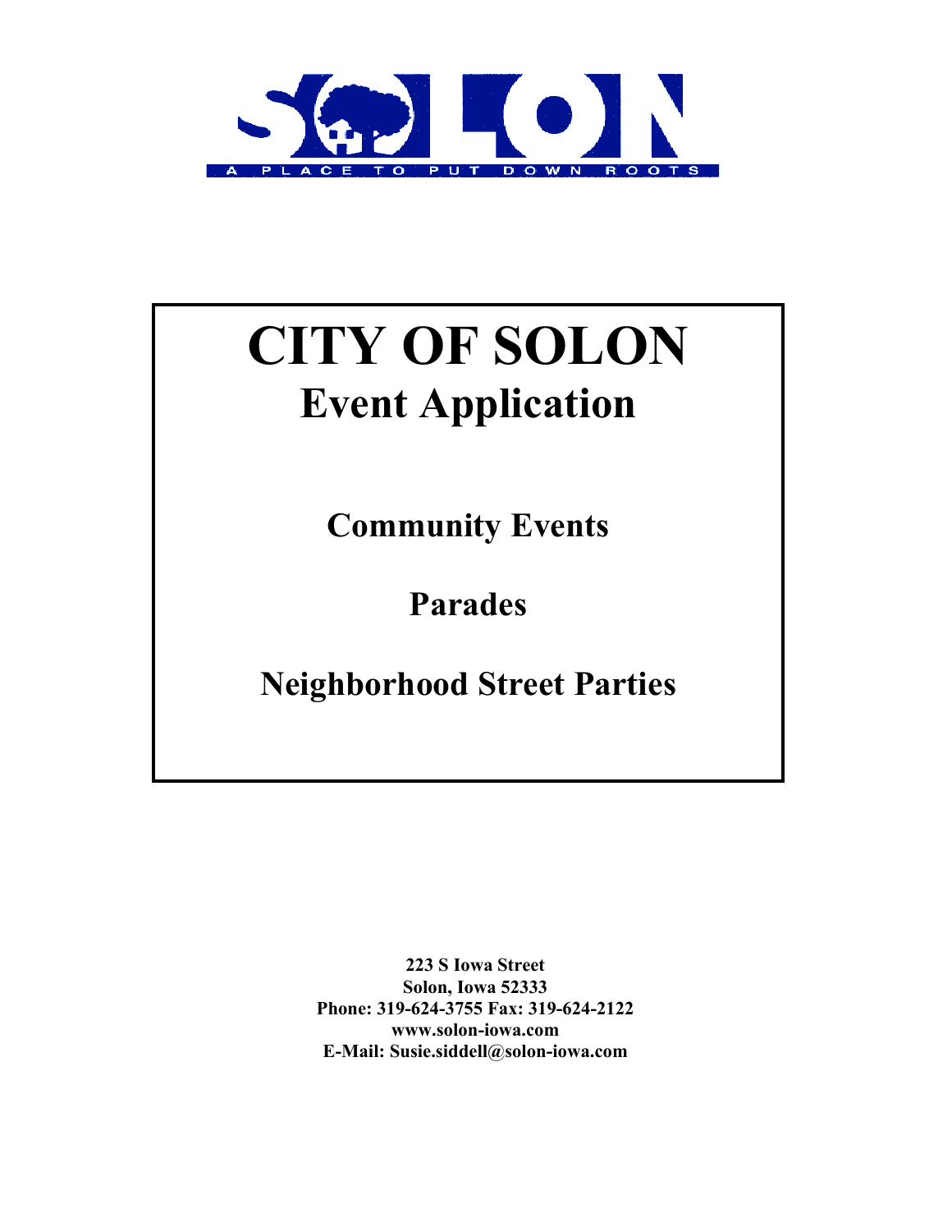SOLON

A PLACE TO PUT DOWN ROOTS

# CITY OF SOLON

## Event Application

### Community Events

### Parades

### Neighborhood Street Parties

**223 S Iowa Street**
**Solon, Iowa 52333**
**Phone: 319-624-3755 Fax: 319-624-2122**
**www.solon-iowa.com**
**E-Mail: Susie.siddell@solon-iowa.com**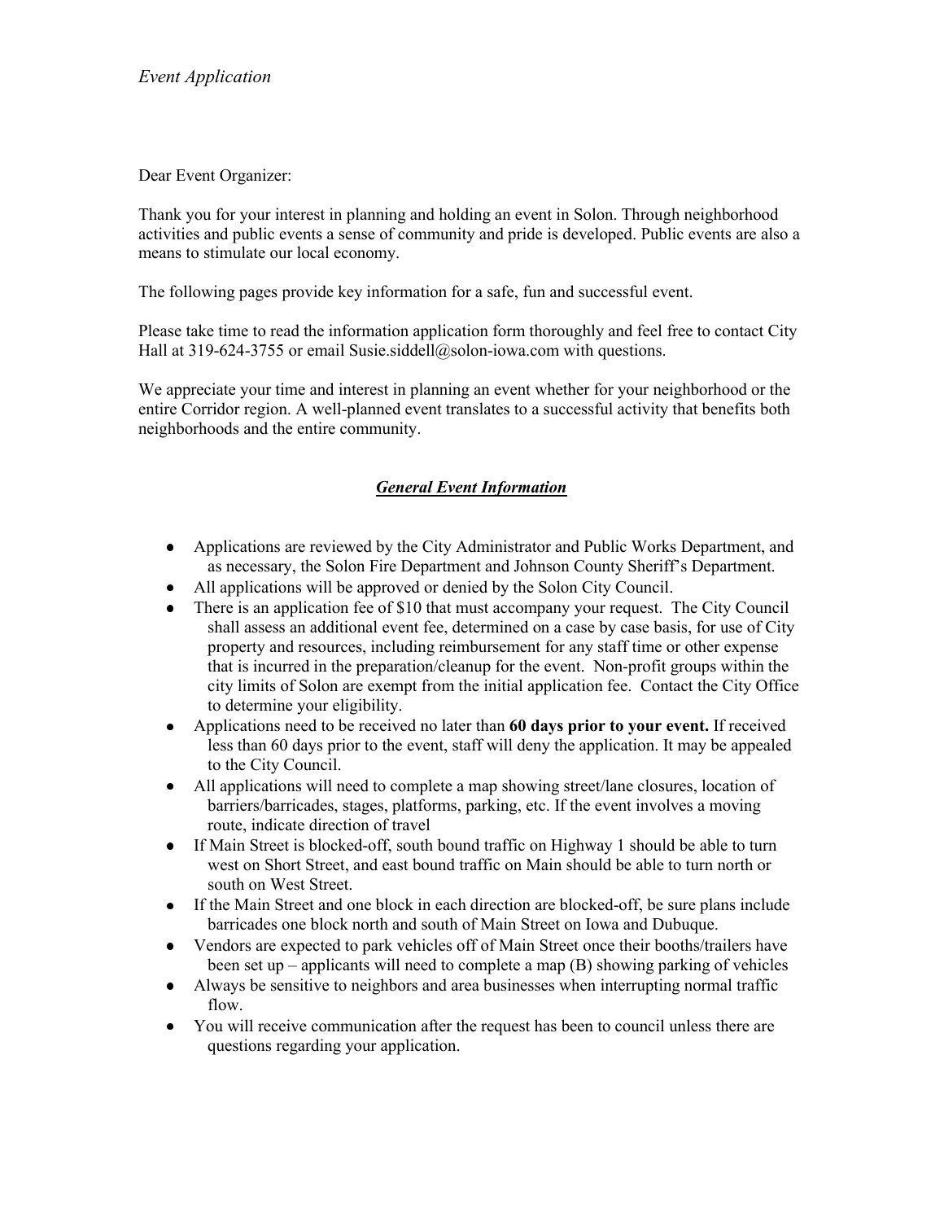*Event Application*

Dear Event Organizer:

Thank you for your interest in planning and holding an event in Solon. Through neighborhood activities and public events a sense of community and pride is developed. Public events are also a means to stimulate our local economy.

The following pages provide key information for a safe, fun and successful event.

Please take time to read the information application form thoroughly and feel free to contact City Hall at 319-624-3755 or email Susie.siddell@solon-iowa.com with questions.

We appreciate your time and interest in planning an event whether for your neighborhood or the entire Corridor region. A well-planned event translates to a successful activity that benefits both neighborhoods and the entire community.

## ***General Event Information***

- Applications are reviewed by the City Administrator and Public Works Department, and as necessary, the Solon Fire Department and Johnson County Sheriff's Department.
- All applications will be approved or denied by the Solon City Council.
- There is an application fee of $10 that must accompany your request. The City Council shall assess an additional event fee, determined on a case by case basis, for use of City property and resources, including reimbursement for any staff time or other expense that is incurred in the preparation/cleanup for the event. Non-profit groups within the city limits of Solon are exempt from the initial application fee. Contact the City Office to determine your eligibility.
- Applications need to be received no later than **60 days prior to your event.** If received less than 60 days prior to the event, staff will deny the application. It may be appealed to the City Council.
- All applications will need to complete a map showing street/lane closures, location of barriers/barricades, stages, platforms, parking, etc. If the event involves a moving route, indicate direction of travel
- If Main Street is blocked-off, south bound traffic on Highway 1 should be able to turn west on Short Street, and east bound traffic on Main should be able to turn north or south on West Street.
- If the Main Street and one block in each direction are blocked-off, be sure plans include barricades one block north and south of Main Street on Iowa and Dubuque.
- Vendors are expected to park vehicles off of Main Street once their booths/trailers have been set up – applicants will need to complete a map (B) showing parking of vehicles
- Always be sensitive to neighbors and area businesses when interrupting normal traffic flow.
- You will receive communication after the request has been to council unless there are questions regarding your application.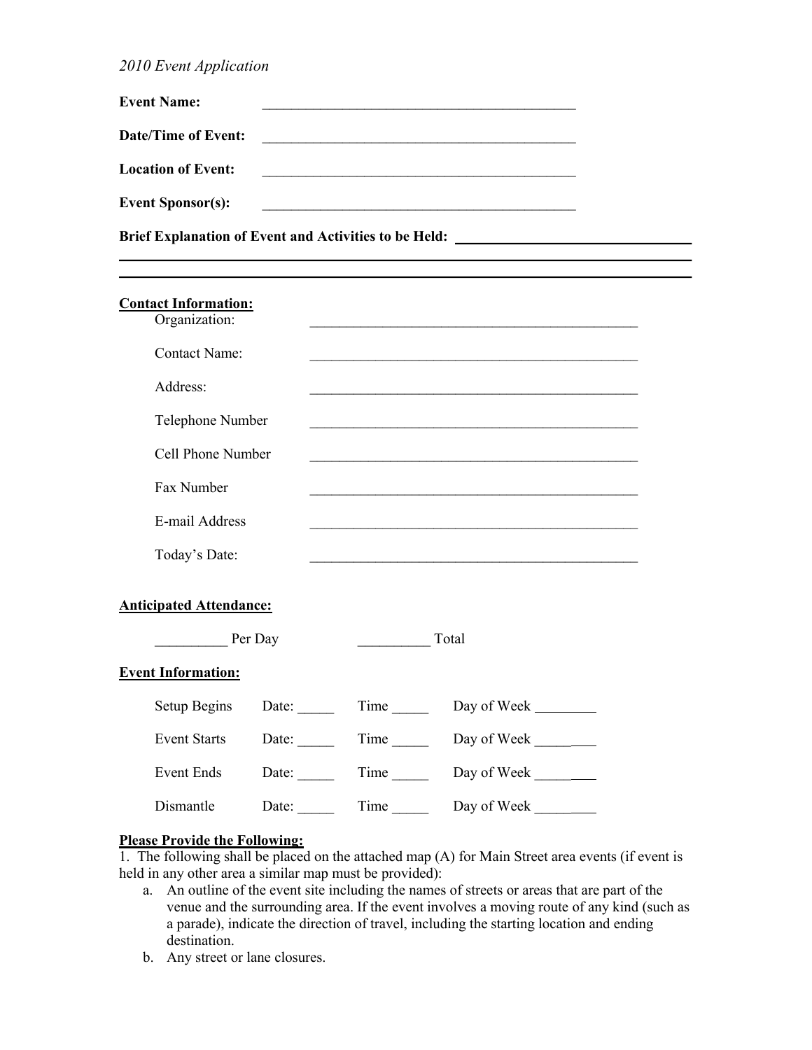*2010 Event Application*

**Event Name:** \_\_\_\_\_\_\_\_\_\_\_\_\_\_\_\_\_\_\_\_\_\_\_\_\_\_\_\_\_\_\_\_\_\_\_\_\_\_\_\_\_\_\_\_

**Date/Time of Event:** \_\_\_\_\_\_\_\_\_\_\_\_\_\_\_\_\_\_\_\_\_\_\_\_\_\_\_\_\_\_\_\_\_\_\_\_\_\_\_\_\_\_\_\_

**Location of Event:** \_\_\_\_\_\_\_\_\_\_\_\_\_\_\_\_\_\_\_\_\_\_\_\_\_\_\_\_\_\_\_\_\_\_\_\_\_\_\_\_\_\_\_\_

**Event Sponsor(s):** \_\_\_\_\_\_\_\_\_\_\_\_\_\_\_\_\_\_\_\_\_\_\_\_\_\_\_\_\_\_\_\_\_\_\_\_\_\_\_\_\_\_\_\_

**Brief Explanation of Event and Activities to be Held:** \_\_\_\_\_\_\_\_\_\_\_\_\_\_\_\_\_\_\_\_\_\_\_\_\_\_\_\_\_\_\_\_

\_\_\_\_\_\_\_\_\_\_\_\_\_\_\_\_\_\_\_\_\_\_\_\_\_\_\_\_\_\_\_\_\_\_\_\_\_\_\_\_\_\_\_\_\_\_\_\_\_\_\_\_\_\_\_\_\_\_\_\_\_\_\_\_\_\_\_\_\_\_\_\_\_\_\_\_\_\_

\_\_\_\_\_\_\_\_\_\_\_\_\_\_\_\_\_\_\_\_\_\_\_\_\_\_\_\_\_\_\_\_\_\_\_\_\_\_\_\_\_\_\_\_\_\_\_\_\_\_\_\_\_\_\_\_\_\_\_\_\_\_\_\_\_\_\_\_\_\_\_\_\_\_\_\_\_\_

**<u>Contact Information:</u>**

Organization: \_\_\_\_\_\_\_\_\_\_\_\_\_\_\_\_\_\_\_\_\_\_\_\_\_\_\_\_\_\_\_\_\_\_\_\_\_\_\_\_\_\_\_\_

Contact Name: \_\_\_\_\_\_\_\_\_\_\_\_\_\_\_\_\_\_\_\_\_\_\_\_\_\_\_\_\_\_\_\_\_\_\_\_\_\_\_\_\_\_\_\_

Address: \_\_\_\_\_\_\_\_\_\_\_\_\_\_\_\_\_\_\_\_\_\_\_\_\_\_\_\_\_\_\_\_\_\_\_\_\_\_\_\_\_\_\_\_

Telephone Number \_\_\_\_\_\_\_\_\_\_\_\_\_\_\_\_\_\_\_\_\_\_\_\_\_\_\_\_\_\_\_\_\_\_\_\_\_\_\_\_\_\_\_\_

Cell Phone Number \_\_\_\_\_\_\_\_\_\_\_\_\_\_\_\_\_\_\_\_\_\_\_\_\_\_\_\_\_\_\_\_\_\_\_\_\_\_\_\_\_\_\_\_

Fax Number \_\_\_\_\_\_\_\_\_\_\_\_\_\_\_\_\_\_\_\_\_\_\_\_\_\_\_\_\_\_\_\_\_\_\_\_\_\_\_\_\_\_\_\_

E-mail Address \_\_\_\_\_\_\_\_\_\_\_\_\_\_\_\_\_\_\_\_\_\_\_\_\_\_\_\_\_\_\_\_\_\_\_\_\_\_\_\_\_\_\_\_

Today's Date: \_\_\_\_\_\_\_\_\_\_\_\_\_\_\_\_\_\_\_\_\_\_\_\_\_\_\_\_\_\_\_\_\_\_\_\_\_\_\_\_\_\_\_\_

**<u>Anticipated Attendance:</u>**

\_\_\_\_\_\_\_\_\_\_ Per Day \_\_\_\_\_\_\_\_\_\_ Total

**<u>Event Information:</u>**

| | | | |
|---|---|---|---|
| Setup Begins | Date: \_\_\_\_\_ | Time \_\_\_\_\_ | Day of Week \_\_\_\_\_\_\_\_ |
| Event Starts | Date: \_\_\_\_\_ | Time \_\_\_\_\_ | Day of Week \_\_\_\_\_\_\_\_ |
| Event Ends | Date: \_\_\_\_\_ | Time \_\_\_\_\_ | Day of Week \_\_\_\_\_\_\_\_ |
| Dismantle | Date: \_\_\_\_\_ | Time \_\_\_\_\_ | Day of Week \_\_\_\_\_\_\_\_ |

**<u>Please Provide the Following:</u>**

1. The following shall be placed on the attached map (A) for Main Street area events (if event is held in any other area a similar map must be provided):
   a. An outline of the event site including the names of streets or areas that are part of the venue and the surrounding area. If the event involves a moving route of any kind (such as a parade), indicate the direction of travel, including the starting location and ending destination.
   b. Any street or lane closures.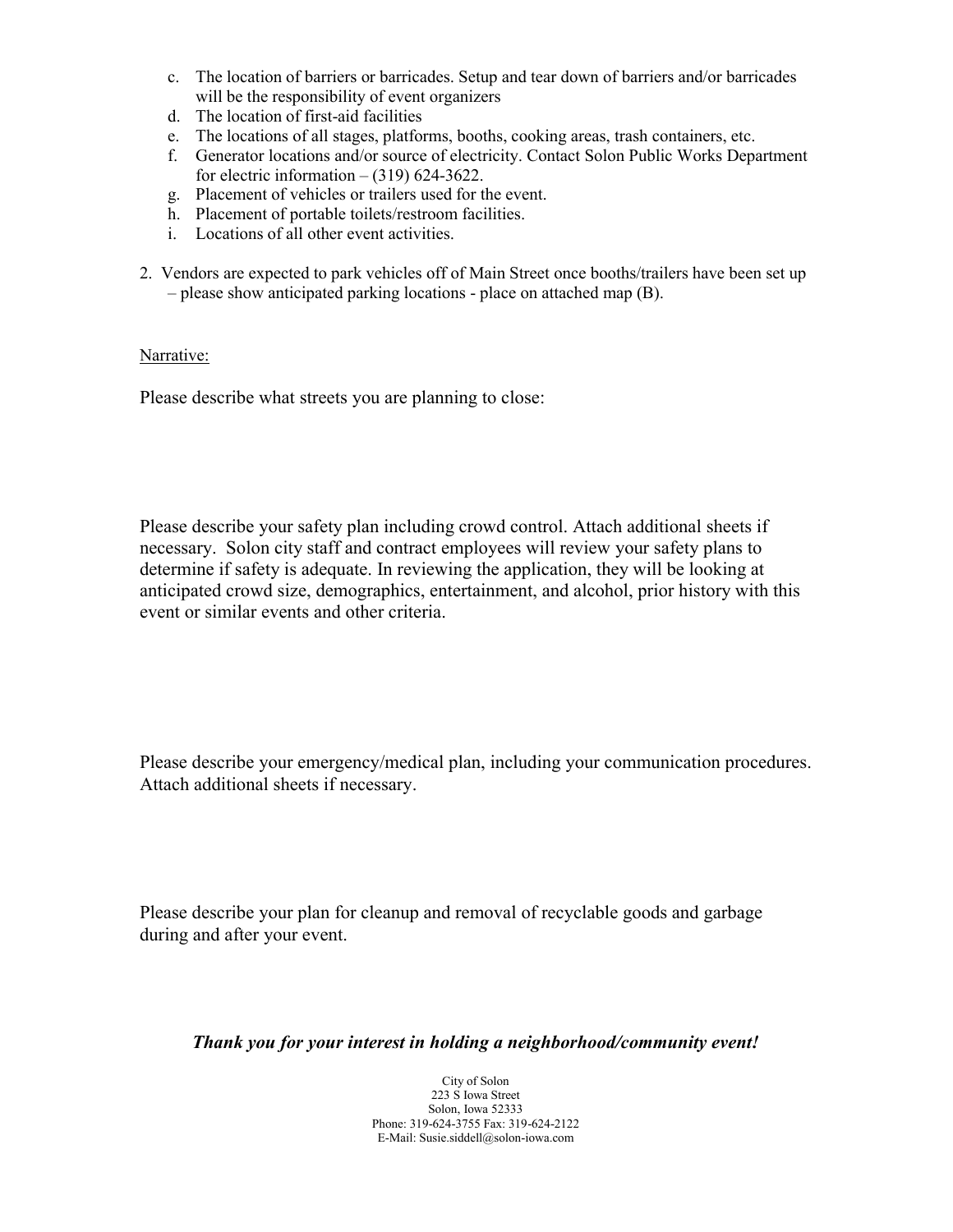c. The location of barriers or barricades. Setup and tear down of barriers and/or barricades will be the responsibility of event organizers
d. The location of first-aid facilities
e. The locations of all stages, platforms, booths, cooking areas, trash containers, etc.
f. Generator locations and/or source of electricity. Contact Solon Public Works Department for electric information – (319) 624-3622.
g. Placement of vehicles or trailers used for the event.
h. Placement of portable toilets/restroom facilities.
i. Locations of all other event activities.

2. Vendors are expected to park vehicles off of Main Street once booths/trailers have been set up – please show anticipated parking locations - place on attached map (B).

Narrative:

Please describe what streets you are planning to close:

Please describe your safety plan including crowd control. Attach additional sheets if necessary. Solon city staff and contract employees will review your safety plans to determine if safety is adequate. In reviewing the application, they will be looking at anticipated crowd size, demographics, entertainment, and alcohol, prior history with this event or similar events and other criteria.

Please describe your emergency/medical plan, including your communication procedures. Attach additional sheets if necessary.

Please describe your plan for cleanup and removal of recyclable goods and garbage during and after your event.

***Thank you for your interest in holding a neighborhood/community event!***

City of Solon
223 S Iowa Street
Solon, Iowa 52333
Phone: 319-624-3755 Fax: 319-624-2122
E-Mail: Susie.siddell@solon-iowa.com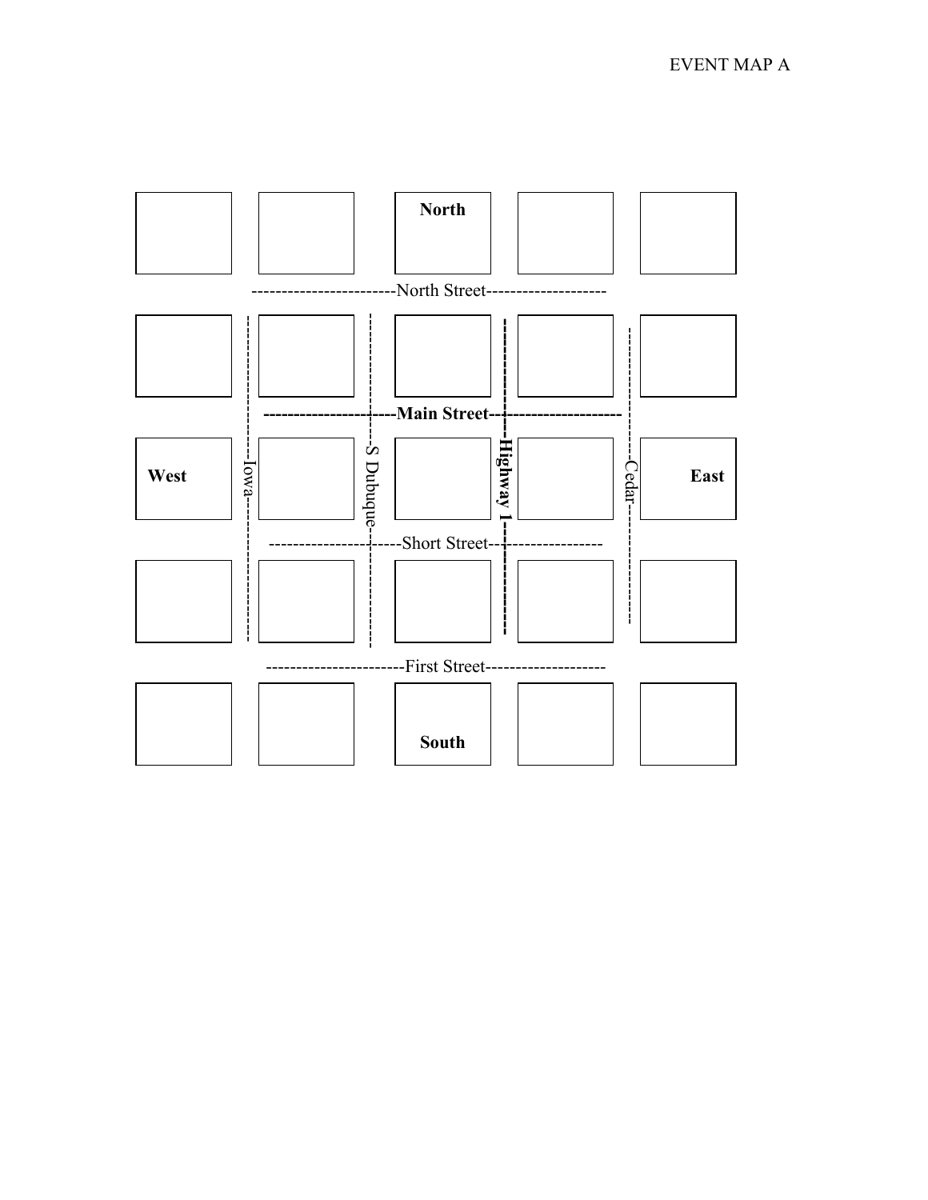EVENT MAP A

| | | | | |
|---|---|---|---|---|
| | | **North** | | |

North Street

| | | | | |
|---|---|---|---|---|
| | | | | |

**Main Street**

| | | | | |
|---|---|---|---|---|
| **West** | | | | **East** |

Iowa — S Dubuque — **Highway 1** — Cedar

Short Street

| | | | | |
|---|---|---|---|---|
| | | | | |

First Street

| | | | | |
|---|---|---|---|---|
| | | **South** | | |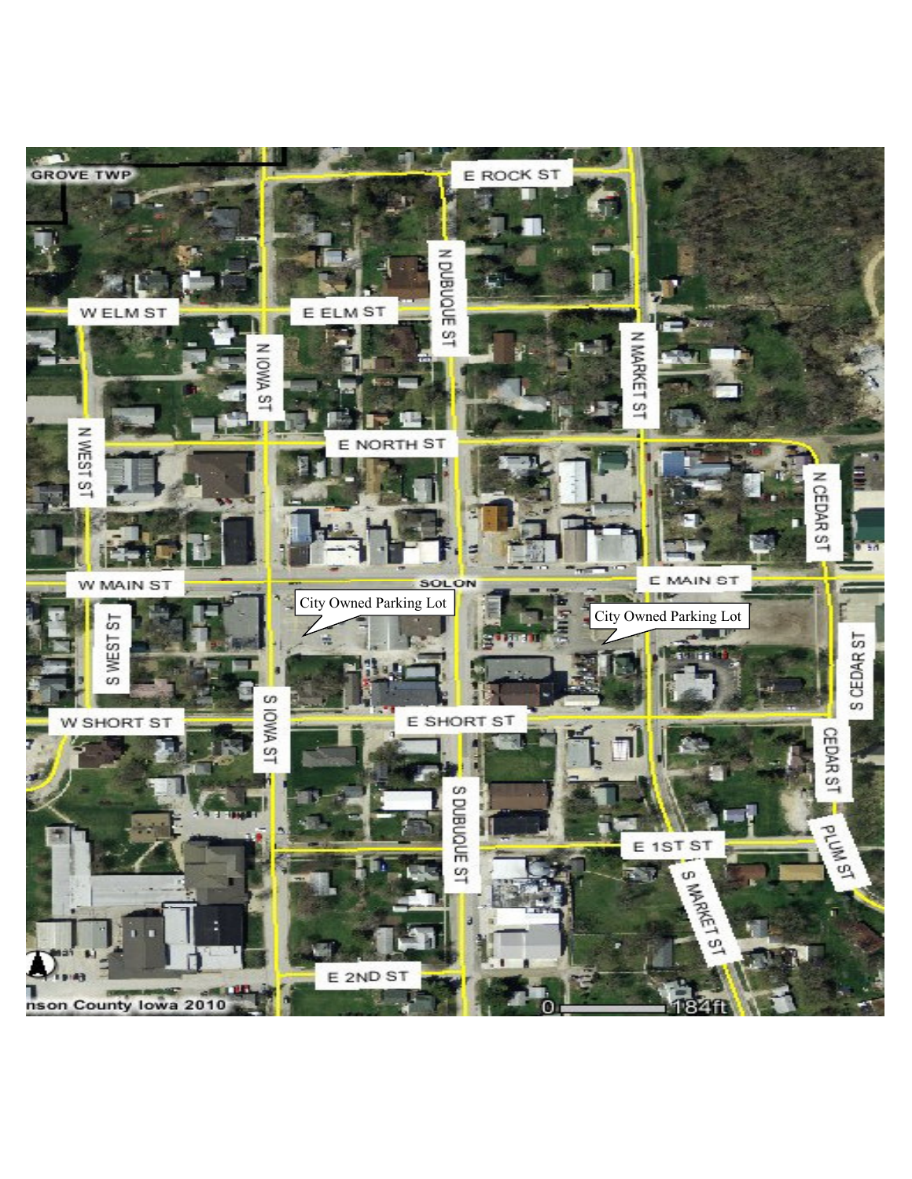GROVE TWP

E ROCK ST

W ELM ST

E ELM ST

N DUBUQUE ST

N IOWA ST

N MARKET ST

N WEST ST

E NORTH ST

N CEDAR ST

W MAIN ST

SOLON

E MAIN ST

City Owned Parking Lot

City Owned Parking Lot

S WEST ST

S CEDAR ST

W SHORT ST

S IOWA ST

E SHORT ST

CEDAR ST

S DUBUQUE ST

E 1ST ST

PLUM ST

S MARKET ST

E 2ND ST

nson County Iowa 2010

0

184ft